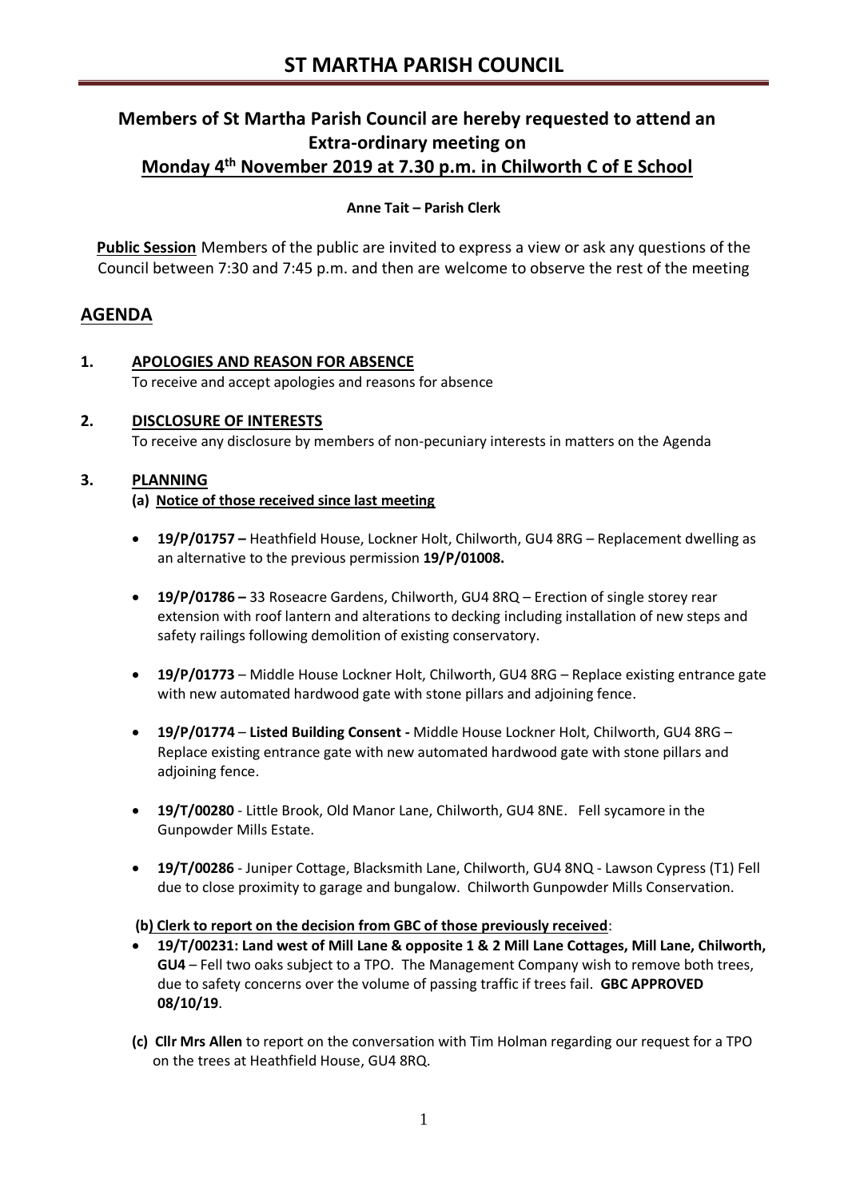# ST MARTHA PARISH COUNCIL

## Members of St Martha Parish Council are hereby requested to attend an Extra-ordinary meeting on Monday 4th November 2019 at 7.30 p.m. in Chilworth C of E School

**Anne Tait – Parish Clerk**

**Public Session** Members of the public are invited to express a view or ask any questions of the Council between 7:30 and 7:45 p.m. and then are welcome to observe the rest of the meeting

## AGENDA

**1. APOLOGIES AND REASON FOR ABSENCE**

To receive and accept apologies and reasons for absence

**2. DISCLOSURE OF INTERESTS**

To receive any disclosure by members of non-pecuniary interests in matters on the Agenda

**3. PLANNING**

**(a) Notice of those received since last meeting**

- **19/P/01757 –** Heathfield House, Lockner Holt, Chilworth, GU4 8RG – Replacement dwelling as an alternative to the previous permission **19/P/01008.**
- **19/P/01786 –** 33 Roseacre Gardens, Chilworth, GU4 8RQ – Erection of single storey rear extension with roof lantern and alterations to decking including installation of new steps and safety railings following demolition of existing conservatory.
- **19/P/01773** – Middle House Lockner Holt, Chilworth, GU4 8RG – Replace existing entrance gate with new automated hardwood gate with stone pillars and adjoining fence.
- **19/P/01774** – **Listed Building Consent -** Middle House Lockner Holt, Chilworth, GU4 8RG – Replace existing entrance gate with new automated hardwood gate with stone pillars and adjoining fence.
- **19/T/00280** - Little Brook, Old Manor Lane, Chilworth, GU4 8NE. Fell sycamore in the Gunpowder Mills Estate.
- **19/T/00286** - Juniper Cottage, Blacksmith Lane, Chilworth, GU4 8NQ - Lawson Cypress (T1) Fell due to close proximity to garage and bungalow. Chilworth Gunpowder Mills Conservation.

**(b) Clerk to report on the decision from GBC of those previously received**:

- **19/T/00231: Land west of Mill Lane & opposite 1 & 2 Mill Lane Cottages, Mill Lane, Chilworth, GU4** – Fell two oaks subject to a TPO. The Management Company wish to remove both trees, due to safety concerns over the volume of passing traffic if trees fail. **GBC APPROVED 08/10/19**.

**(c) Cllr Mrs Allen** to report on the conversation with Tim Holman regarding our request for a TPO on the trees at Heathfield House, GU4 8RQ.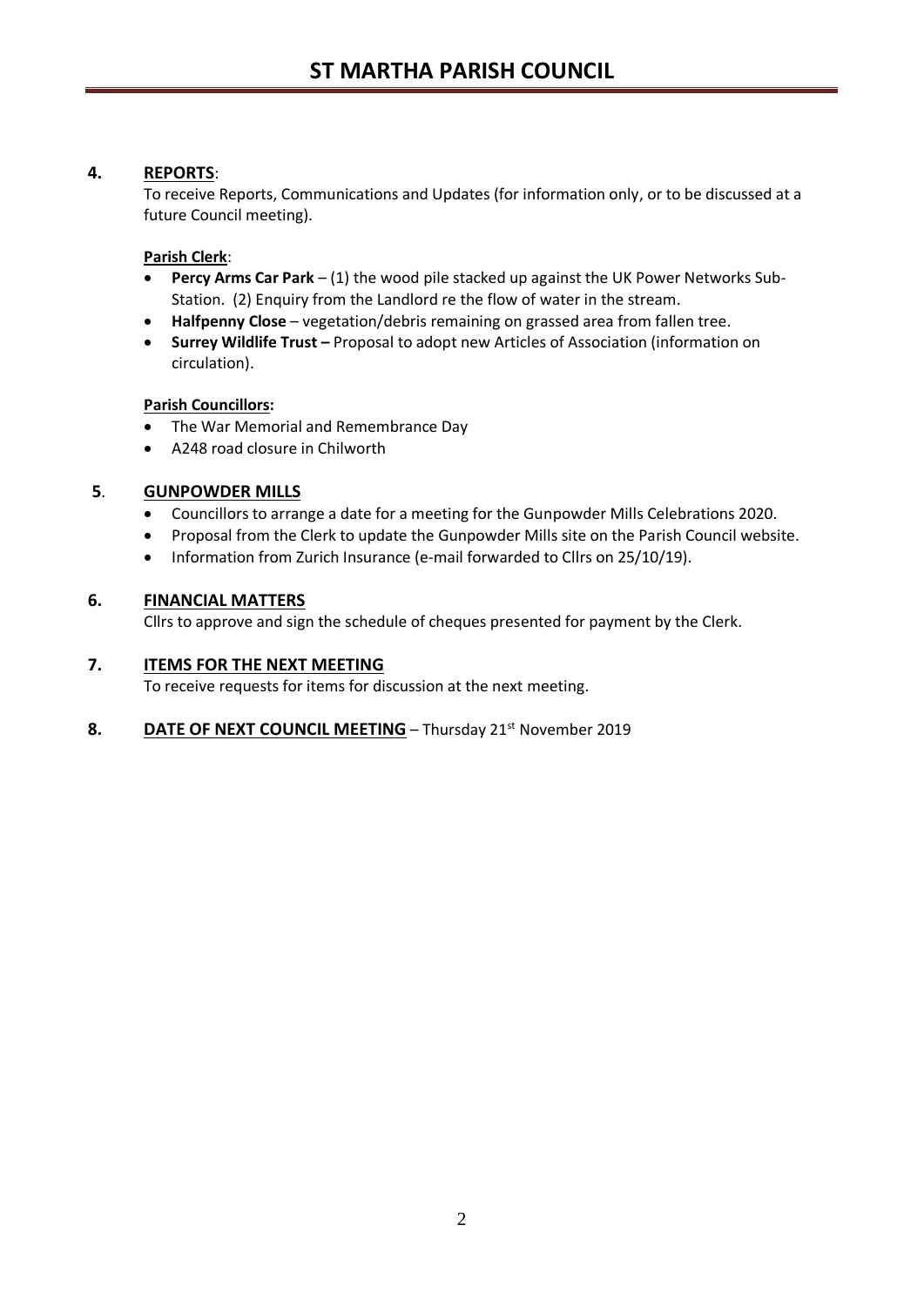# ST MARTHA PARISH COUNCIL

**4. REPORTS**:

To receive Reports, Communications and Updates (for information only, or to be discussed at a future Council meeting).

**Parish Clerk**:

- **Percy Arms Car Park** – (1) the wood pile stacked up against the UK Power Networks Sub-Station. (2) Enquiry from the Landlord re the flow of water in the stream.
- **Halfpenny Close** – vegetation/debris remaining on grassed area from fallen tree.
- **Surrey Wildlife Trust –** Proposal to adopt new Articles of Association (information on circulation).

**Parish Councillors:**

- The War Memorial and Remembrance Day
- A248 road closure in Chilworth

**5. GUNPOWDER MILLS**

- Councillors to arrange a date for a meeting for the Gunpowder Mills Celebrations 2020.
- Proposal from the Clerk to update the Gunpowder Mills site on the Parish Council website.
- Information from Zurich Insurance (e-mail forwarded to Cllrs on 25/10/19).

**6. FINANCIAL MATTERS**

Cllrs to approve and sign the schedule of cheques presented for payment by the Clerk.

**7. ITEMS FOR THE NEXT MEETING**

To receive requests for items for discussion at the next meeting.

**8. DATE OF NEXT COUNCIL MEETING** – Thursday 21st November 2019